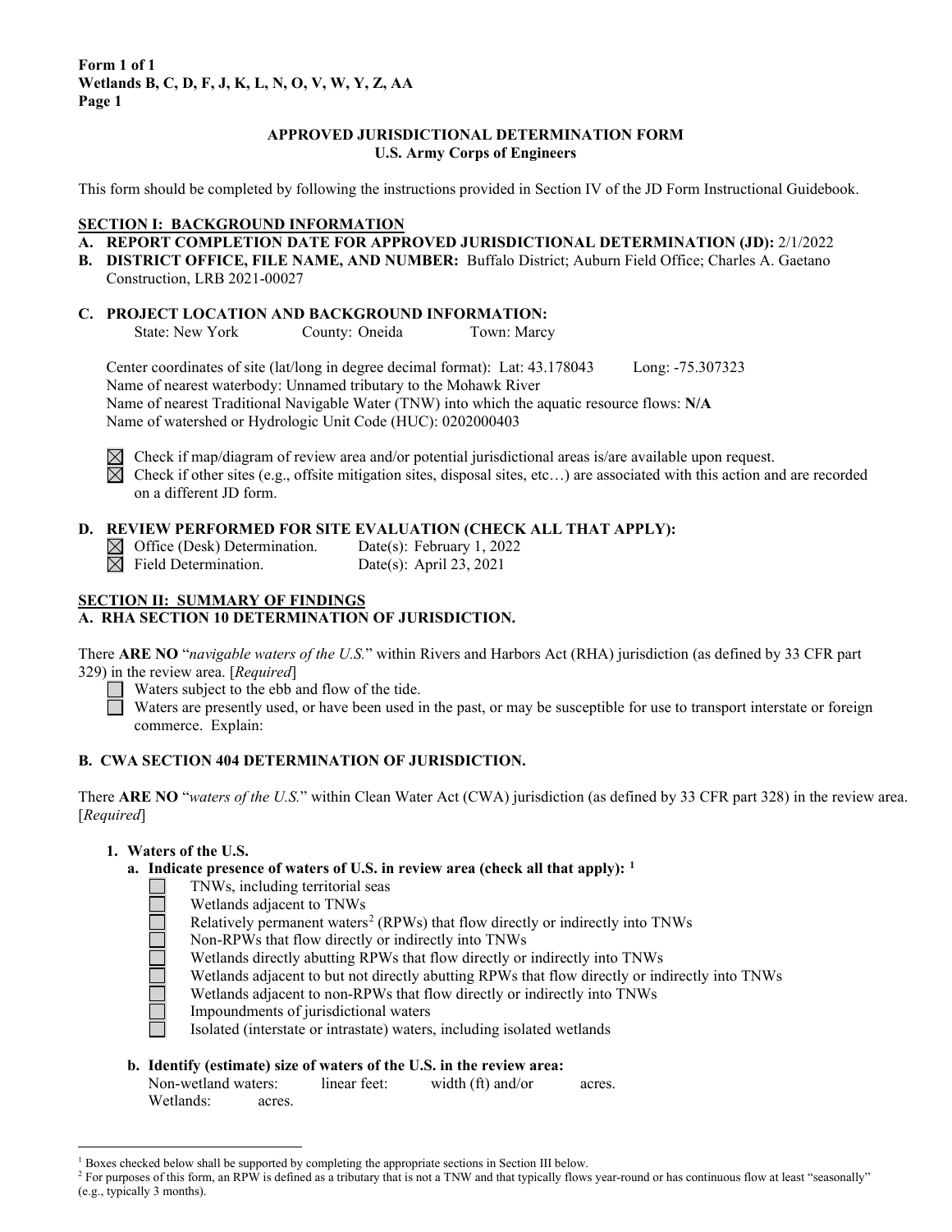**Form 1 of 1**
**Wetlands B, C, D, F, J, K, L, N, O, V, W, Y, Z, AA**
**Page 1**

**APPROVED JURISDICTIONAL DETERMINATION FORM**
**U.S. Army Corps of Engineers**

This form should be completed by following the instructions provided in Section IV of the JD Form Instructional Guidebook.

## SECTION I: BACKGROUND INFORMATION

**A. REPORT COMPLETION DATE FOR APPROVED JURISDICTIONAL DETERMINATION (JD):** 2/1/2022

**B. DISTRICT OFFICE, FILE NAME, AND NUMBER:** Buffalo District; Auburn Field Office; Charles A. Gaetano Construction, LRB 2021-00027

**C. PROJECT LOCATION AND BACKGROUND INFORMATION:**

State: New York County: Oneida Town: Marcy

Center coordinates of site (lat/long in degree decimal format): Lat: 43.178043 Long: -75.307323
Name of nearest waterbody: Unnamed tributary to the Mohawk River
Name of nearest Traditional Navigable Water (TNW) into which the aquatic resource flows: **N/A**
Name of watershed or Hydrologic Unit Code (HUC): 0202000403

- ☒ Check if map/diagram of review area and/or potential jurisdictional areas is/are available upon request.
- ☒ Check if other sites (e.g., offsite mitigation sites, disposal sites, etc…) are associated with this action and are recorded on a different JD form.

**D. REVIEW PERFORMED FOR SITE EVALUATION (CHECK ALL THAT APPLY):**

- ☒ Office (Desk) Determination. Date(s): February 1, 2022
- ☒ Field Determination. Date(s): April 23, 2021

## SECTION II: SUMMARY OF FINDINGS

**A. RHA SECTION 10 DETERMINATION OF JURISDICTION.**

There **ARE NO** "*navigable waters of the U.S.*" within Rivers and Harbors Act (RHA) jurisdiction (as defined by 33 CFR part 329) in the review area. [*Required*]

- ☐ Waters subject to the ebb and flow of the tide.
- ☐ Waters are presently used, or have been used in the past, or may be susceptible for use to transport interstate or foreign commerce. Explain:

**B. CWA SECTION 404 DETERMINATION OF JURISDICTION.**

There **ARE NO** "*waters of the U.S.*" within Clean Water Act (CWA) jurisdiction (as defined by 33 CFR part 328) in the review area. [*Required*]

**1. Waters of the U.S.**

**a. Indicate presence of waters of U.S. in review area (check all that apply):** [1]

- ☐ TNWs, including territorial seas
- ☐ Wetlands adjacent to TNWs
- ☐ Relatively permanent waters[2] (RPWs) that flow directly or indirectly into TNWs
- ☐ Non-RPWs that flow directly or indirectly into TNWs
- ☐ Wetlands directly abutting RPWs that flow directly or indirectly into TNWs
- ☐ Wetlands adjacent to but not directly abutting RPWs that flow directly or indirectly into TNWs
- ☐ Wetlands adjacent to non-RPWs that flow directly or indirectly into TNWs
- ☐ Impoundments of jurisdictional waters
- ☐ Isolated (interstate or intrastate) waters, including isolated wetlands

**b. Identify (estimate) size of waters of the U.S. in the review area:**

Non-wetland waters: linear feet: width (ft) and/or acres.
Wetlands: acres.

---

[1] Boxes checked below shall be supported by completing the appropriate sections in Section III below.

[2] For purposes of this form, an RPW is defined as a tributary that is not a TNW and that typically flows year-round or has continuous flow at least "seasonally" (e.g., typically 3 months).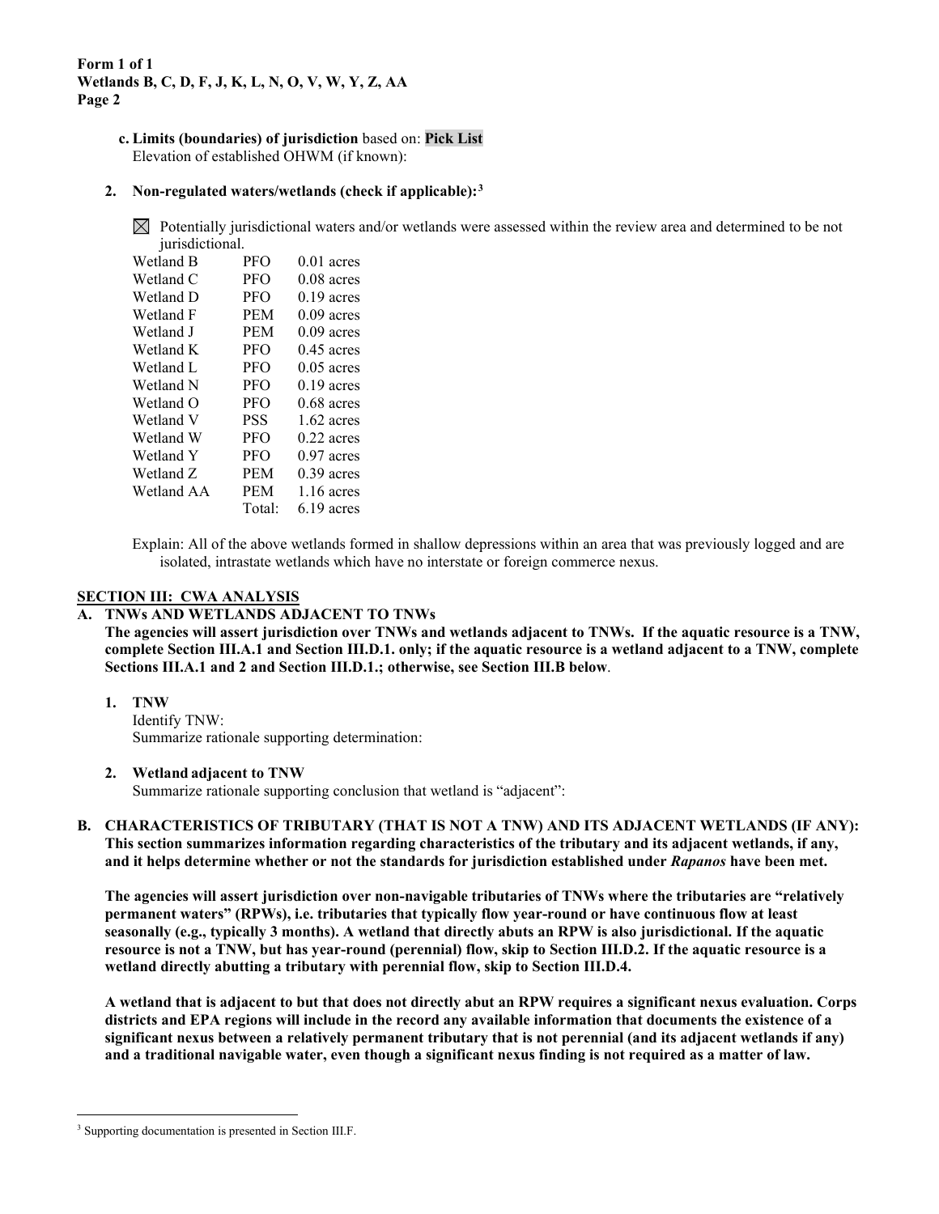**c. Limits (boundaries) of jurisdiction** based on: **Pick List**
Elevation of established OHWM (if known):

**2. Non-regulated waters/wetlands (check if applicable):**[3]

☒ Potentially jurisdictional waters and/or wetlands were assessed within the review area and determined to be not jurisdictional.

| | | |
|---|---|---|
| Wetland B | PFO | 0.01 acres |
| Wetland C | PFO | 0.08 acres |
| Wetland D | PFO | 0.19 acres |
| Wetland F | PEM | 0.09 acres |
| Wetland J | PEM | 0.09 acres |
| Wetland K | PFO | 0.45 acres |
| Wetland L | PFO | 0.05 acres |
| Wetland N | PFO | 0.19 acres |
| Wetland O | PFO | 0.68 acres |
| Wetland V | PSS | 1.62 acres |
| Wetland W | PFO | 0.22 acres |
| Wetland Y | PFO | 0.97 acres |
| Wetland Z | PEM | 0.39 acres |
| Wetland AA | PEM | 1.16 acres |
| | Total: | 6.19 acres |

Explain: All of the above wetlands formed in shallow depressions within an area that was previously logged and are isolated, intrastate wetlands which have no interstate or foreign commerce nexus.

## SECTION III: CWA ANALYSIS

### A. TNWs AND WETLANDS ADJACENT TO TNWs

**The agencies will assert jurisdiction over TNWs and wetlands adjacent to TNWs. If the aquatic resource is a TNW, complete Section III.A.1 and Section III.D.1. only; if the aquatic resource is a wetland adjacent to a TNW, complete Sections III.A.1 and 2 and Section III.D.1.; otherwise, see Section III.B below**.

**1. TNW**
Identify TNW:
Summarize rationale supporting determination:

**2. Wetland adjacent to TNW**
Summarize rationale supporting conclusion that wetland is "adjacent":

### B. CHARACTERISTICS OF TRIBUTARY (THAT IS NOT A TNW) AND ITS ADJACENT WETLANDS (IF ANY):

**This section summarizes information regarding characteristics of the tributary and its adjacent wetlands, if any, and it helps determine whether or not the standards for jurisdiction established under *Rapanos* have been met.**

**The agencies will assert jurisdiction over non-navigable tributaries of TNWs where the tributaries are "relatively permanent waters" (RPWs), i.e. tributaries that typically flow year-round or have continuous flow at least seasonally (e.g., typically 3 months). A wetland that directly abuts an RPW is also jurisdictional. If the aquatic resource is not a TNW, but has year-round (perennial) flow, skip to Section III.D.2. If the aquatic resource is a wetland directly abutting a tributary with perennial flow, skip to Section III.D.4.**

**A wetland that is adjacent to but that does not directly abut an RPW requires a significant nexus evaluation. Corps districts and EPA regions will include in the record any available information that documents the existence of a significant nexus between a relatively permanent tributary that is not perennial (and its adjacent wetlands if any) and a traditional navigable water, even though a significant nexus finding is not required as a matter of law.**

---

[3] Supporting documentation is presented in Section III.F.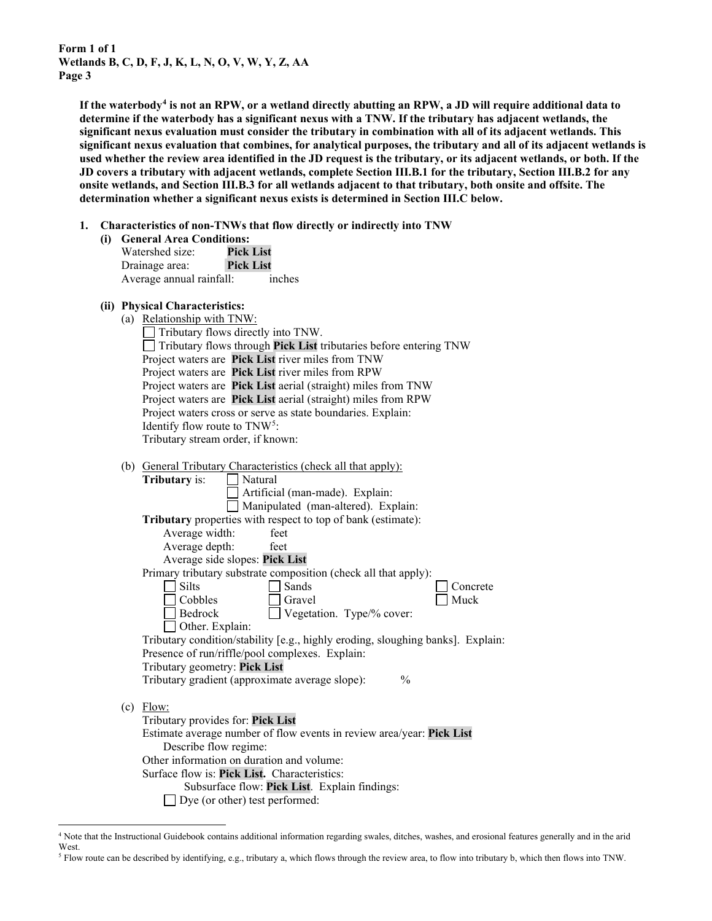**Form 1 of 1**
**Wetlands B, C, D, F, J, K, L, N, O, V, W, Y, Z, AA**
**Page 3**

**If the waterbody[4] is not an RPW, or a wetland directly abutting an RPW, a JD will require additional data to determine if the waterbody has a significant nexus with a TNW. If the tributary has adjacent wetlands, the significant nexus evaluation must consider the tributary in combination with all of its adjacent wetlands. This significant nexus evaluation that combines, for analytical purposes, the tributary and all of its adjacent wetlands is used whether the review area identified in the JD request is the tributary, or its adjacent wetlands, or both. If the JD covers a tributary with adjacent wetlands, complete Section III.B.1 for the tributary, Section III.B.2 for any onsite wetlands, and Section III.B.3 for all wetlands adjacent to that tributary, both onsite and offsite. The determination whether a significant nexus exists is determined in Section III.C below.**

1. **Characteristics of non-TNWs that flow directly or indirectly into TNW**
   - **(i) General Area Conditions:**
     Watershed size: **Pick List**
     Drainage area: **Pick List**
     Average annual rainfall: inches

   - **(ii) Physical Characteristics:**
     - (a) Relationship with TNW:
       ☐ Tributary flows directly into TNW.
       ☐ Tributary flows through **Pick List** tributaries before entering TNW
       Project waters are **Pick List** river miles from TNW
       Project waters are **Pick List** river miles from RPW
       Project waters are **Pick List** aerial (straight) miles from TNW
       Project waters are **Pick List** aerial (straight) miles from RPW
       Project waters cross or serve as state boundaries. Explain:
       Identify flow route to TNW[5]:
       Tributary stream order, if known:

     - (b) General Tributary Characteristics (check all that apply):
       **Tributary** is: ☐ Natural
       ☐ Artificial (man-made). Explain:
       ☐ Manipulated (man-altered). Explain:

       **Tributary** properties with respect to top of bank (estimate):
       Average width: feet
       Average depth: feet
       Average side slopes: **Pick List**

       Primary tributary substrate composition (check all that apply):
       ☐ Silts ☐ Sands ☐ Concrete
       ☐ Cobbles ☐ Gravel ☐ Muck
       ☐ Bedrock ☐ Vegetation. Type/% cover:
       ☐ Other. Explain:

       Tributary condition/stability [e.g., highly eroding, sloughing banks]. Explain:
       Presence of run/riffle/pool complexes. Explain:
       Tributary geometry: **Pick List**
       Tributary gradient (approximate average slope): %

     - (c) Flow:
       Tributary provides for: **Pick List**
       Estimate average number of flow events in review area/year: **Pick List**
       Describe flow regime:
       Other information on duration and volume:
       Surface flow is: **Pick List.** Characteristics:
       Subsurface flow: **Pick List**. Explain findings:
       ☐ Dye (or other) test performed:

---

[4] Note that the Instructional Guidebook contains additional information regarding swales, ditches, washes, and erosional features generally and in the arid West.
[5] Flow route can be described by identifying, e.g., tributary a, which flows through the review area, to flow into tributary b, which then flows into TNW.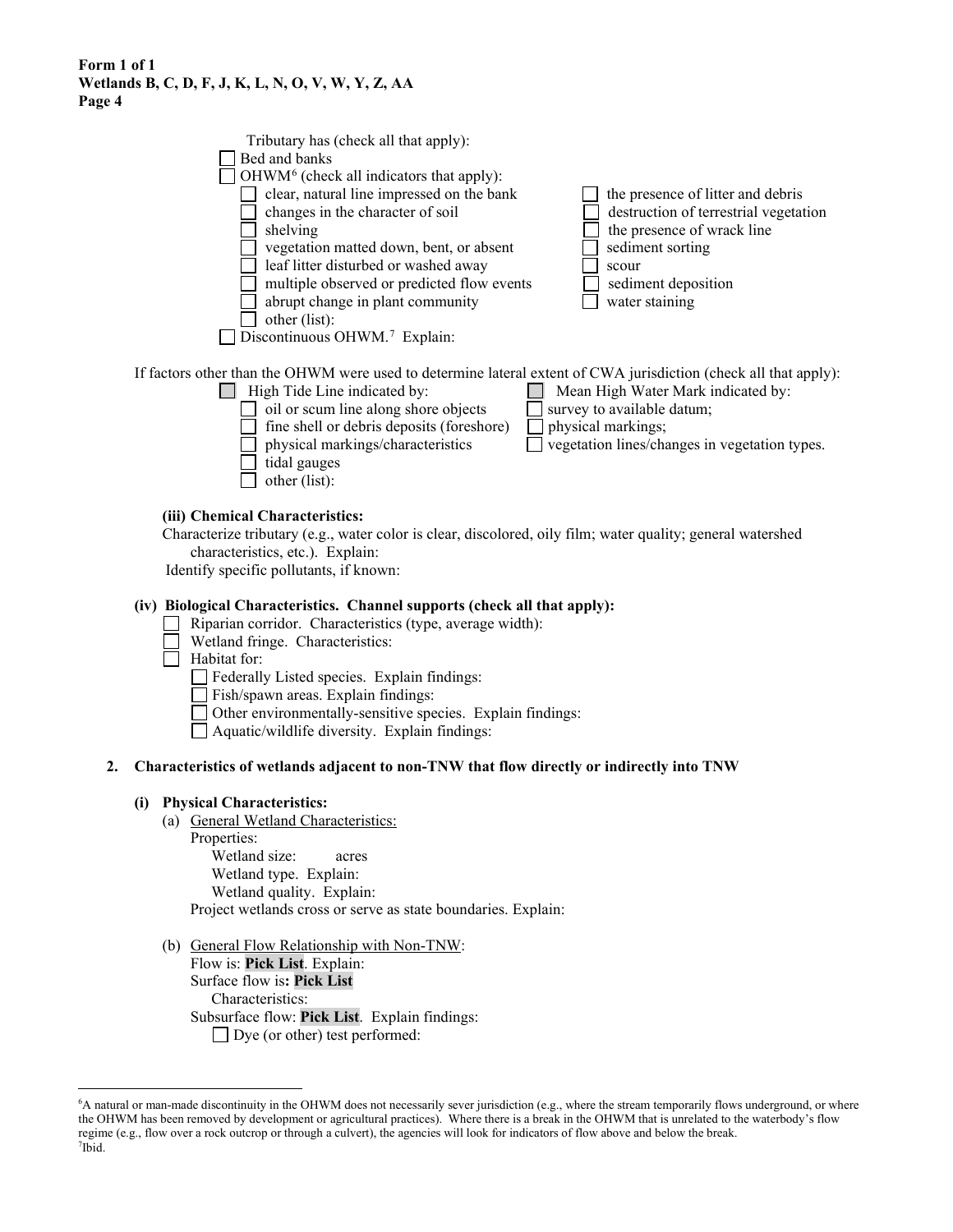Tributary has (check all that apply):

- ☐ Bed and banks
- ☐ OHWM[6] (check all indicators that apply):
  - ☐ clear, natural line impressed on the bank
  - ☐ changes in the character of soil
  - ☐ shelving
  - ☐ vegetation matted down, bent, or absent
  - ☐ leaf litter disturbed or washed away
  - ☐ multiple observed or predicted flow events
  - ☐ abrupt change in plant community
  - ☐ other (list):
  - ☐ the presence of litter and debris
  - ☐ destruction of terrestrial vegetation
  - ☐ the presence of wrack line
  - ☐ sediment sorting
  - ☐ scour
  - ☐ sediment deposition
  - ☐ water staining
- ☐ Discontinuous OHWM.[7] Explain:

If factors other than the OHWM were used to determine lateral extent of CWA jurisdiction (check all that apply):

- ☐ High Tide Line indicated by:
  - ☐ oil or scum line along shore objects
  - ☐ fine shell or debris deposits (foreshore)
  - ☐ physical markings/characteristics
  - ☐ tidal gauges
  - ☐ other (list):
- ☐ Mean High Water Mark indicated by:
  - ☐ survey to available datum;
  - ☐ physical markings;
  - ☐ vegetation lines/changes in vegetation types.

**(iii) Chemical Characteristics:**

Characterize tributary (e.g., water color is clear, discolored, oily film; water quality; general watershed characteristics, etc.). Explain:

Identify specific pollutants, if known:

**(iv) Biological Characteristics. Channel supports (check all that apply):**

- ☐ Riparian corridor. Characteristics (type, average width):
- ☐ Wetland fringe. Characteristics:
- ☐ Habitat for:
  - ☐ Federally Listed species. Explain findings:
  - ☐ Fish/spawn areas. Explain findings:
  - ☐ Other environmentally-sensitive species. Explain findings:
  - ☐ Aquatic/wildlife diversity. Explain findings:

**2. Characteristics of wetlands adjacent to non-TNW that flow directly or indirectly into TNW**

**(i) Physical Characteristics:**

(a) General Wetland Characteristics:

Properties:

Wetland size: acres

Wetland type. Explain:

Wetland quality. Explain:

Project wetlands cross or serve as state boundaries. Explain:

(b) General Flow Relationship with Non-TNW:

Flow is: **Pick List**. Explain:

Surface flow is**: Pick List**

Characteristics:

Subsurface flow: **Pick List**. Explain findings:

☐ Dye (or other) test performed:

---

[6] A natural or man-made discontinuity in the OHWM does not necessarily sever jurisdiction (e.g., where the stream temporarily flows underground, or where the OHWM has been removed by development or agricultural practices). Where there is a break in the OHWM that is unrelated to the waterbody's flow regime (e.g., flow over a rock outcrop or through a culvert), the agencies will look for indicators of flow above and below the break.

[7] Ibid.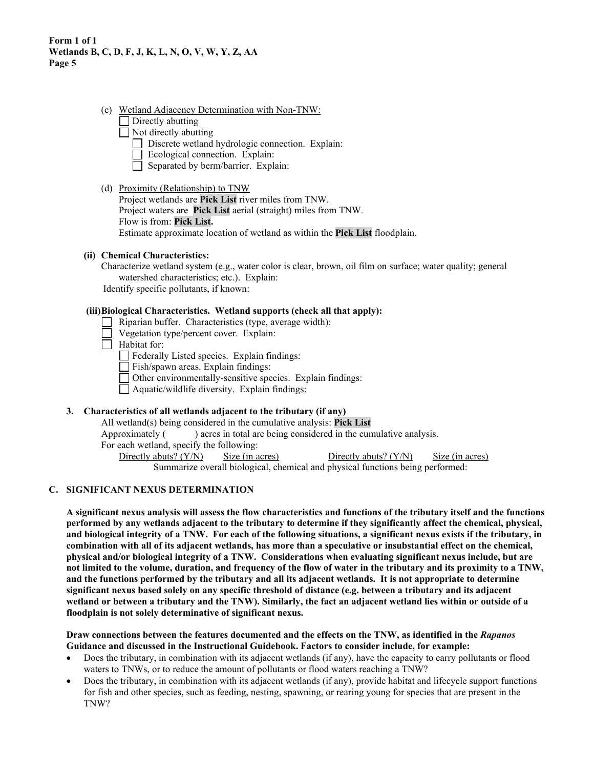(c) Wetland Adjacency Determination with Non-TNW:

- ☐ Directly abutting
- ☐ Not directly abutting
  - ☐ Discrete wetland hydrologic connection. Explain:
  - ☐ Ecological connection. Explain:
  - ☐ Separated by berm/barrier. Explain:

(d) Proximity (Relationship) to TNW

Project wetlands are **Pick List** river miles from TNW.
Project waters are **Pick List** aerial (straight) miles from TNW.
Flow is from: **Pick List.**
Estimate approximate location of wetland as within the **Pick List** floodplain.

**(ii) Chemical Characteristics:**

Characterize wetland system (e.g., water color is clear, brown, oil film on surface; water quality; general watershed characteristics; etc.). Explain:
Identify specific pollutants, if known:

**(iii) Biological Characteristics. Wetland supports (check all that apply):**

- ☐ Riparian buffer. Characteristics (type, average width):
- ☐ Vegetation type/percent cover. Explain:
- ☐ Habitat for:
  - ☐ Federally Listed species. Explain findings:
  - ☐ Fish/spawn areas. Explain findings:
  - ☐ Other environmentally-sensitive species. Explain findings:
  - ☐ Aquatic/wildlife diversity. Explain findings:

**3. Characteristics of all wetlands adjacent to the tributary (if any)**

All wetland(s) being considered in the cumulative analysis: **Pick List**
Approximately ( ) acres in total are being considered in the cumulative analysis.
For each wetland, specify the following:

| Directly abuts? (Y/N) | Size (in acres) | Directly abuts? (Y/N) | Size (in acres) |
|---|---|---|---|

Summarize overall biological, chemical and physical functions being performed:

## C. SIGNIFICANT NEXUS DETERMINATION

**A significant nexus analysis will assess the flow characteristics and functions of the tributary itself and the functions performed by any wetlands adjacent to the tributary to determine if they significantly affect the chemical, physical, and biological integrity of a TNW. For each of the following situations, a significant nexus exists if the tributary, in combination with all of its adjacent wetlands, has more than a speculative or insubstantial effect on the chemical, physical and/or biological integrity of a TNW. Considerations when evaluating significant nexus include, but are not limited to the volume, duration, and frequency of the flow of water in the tributary and its proximity to a TNW, and the functions performed by the tributary and all its adjacent wetlands. It is not appropriate to determine significant nexus based solely on any specific threshold of distance (e.g. between a tributary and its adjacent wetland or between a tributary and the TNW). Similarly, the fact an adjacent wetland lies within or outside of a floodplain is not solely determinative of significant nexus.**

**Draw connections between the features documented and the effects on the TNW, as identified in the *Rapanos* Guidance and discussed in the Instructional Guidebook. Factors to consider include, for example:**

- Does the tributary, in combination with its adjacent wetlands (if any), have the capacity to carry pollutants or flood waters to TNWs, or to reduce the amount of pollutants or flood waters reaching a TNW?
- Does the tributary, in combination with its adjacent wetlands (if any), provide habitat and lifecycle support functions for fish and other species, such as feeding, nesting, spawning, or rearing young for species that are present in the TNW?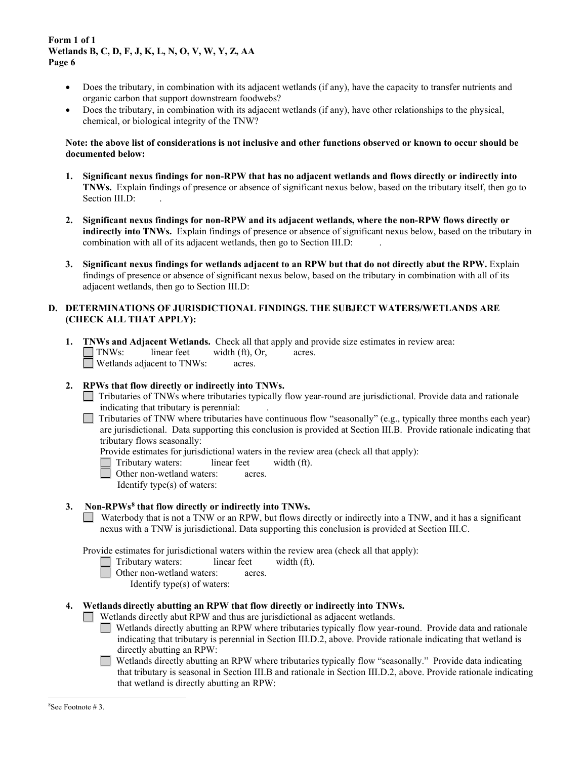- Does the tributary, in combination with its adjacent wetlands (if any), have the capacity to transfer nutrients and organic carbon that support downstream foodwebs?
- Does the tributary, in combination with its adjacent wetlands (if any), have other relationships to the physical, chemical, or biological integrity of the TNW?

**Note: the above list of considerations is not inclusive and other functions observed or known to occur should be documented below:**

1. **Significant nexus findings for non-RPW that has no adjacent wetlands and flows directly or indirectly into TNWs.** Explain findings of presence or absence of significant nexus below, based on the tributary itself, then go to Section III.D: .

2. **Significant nexus findings for non-RPW and its adjacent wetlands, where the non-RPW flows directly or indirectly into TNWs.** Explain findings of presence or absence of significant nexus below, based on the tributary in combination with all of its adjacent wetlands, then go to Section III.D: .

3. **Significant nexus findings for wetlands adjacent to an RPW but that do not directly abut the RPW.** Explain findings of presence or absence of significant nexus below, based on the tributary in combination with all of its adjacent wetlands, then go to Section III.D:

## D. DETERMINATIONS OF JURISDICTIONAL FINDINGS. THE SUBJECT WATERS/WETLANDS ARE (CHECK ALL THAT APPLY):

1. **TNWs and Adjacent Wetlands.** Check all that apply and provide size estimates in review area:
   - ☐ TNWs: linear feet width (ft), Or, acres.
   - ☐ Wetlands adjacent to TNWs: acres.

2. **RPWs that flow directly or indirectly into TNWs.**
   - ☐ Tributaries of TNWs where tributaries typically flow year-round are jurisdictional. Provide data and rationale indicating that tributary is perennial: .
   - ☐ Tributaries of TNW where tributaries have continuous flow "seasonally" (e.g., typically three months each year) are jurisdictional. Data supporting this conclusion is provided at Section III.B. Provide rationale indicating that tributary flows seasonally:

   Provide estimates for jurisdictional waters in the review area (check all that apply):
   - ☐ Tributary waters: linear feet width (ft).
   - ☐ Other non-wetland waters: acres.

     Identify type(s) of waters:

3. **Non-RPWs[8] that flow directly or indirectly into TNWs.**
   - ☐ Waterbody that is not a TNW or an RPW, but flows directly or indirectly into a TNW, and it has a significant nexus with a TNW is jurisdictional. Data supporting this conclusion is provided at Section III.C.

   Provide estimates for jurisdictional waters within the review area (check all that apply):
   - ☐ Tributary waters: linear feet width (ft).
   - ☐ Other non-wetland waters: acres.

     Identify type(s) of waters:

4. **Wetlands directly abutting an RPW that flow directly or indirectly into TNWs.**
   - ☐ Wetlands directly abut RPW and thus are jurisdictional as adjacent wetlands.
     - ☐ Wetlands directly abutting an RPW where tributaries typically flow year-round. Provide data and rationale indicating that tributary is perennial in Section III.D.2, above. Provide rationale indicating that wetland is directly abutting an RPW:
     - ☐ Wetlands directly abutting an RPW where tributaries typically flow "seasonally." Provide data indicating that tributary is seasonal in Section III.B and rationale in Section III.D.2, above. Provide rationale indicating that wetland is directly abutting an RPW:

---

[8] See Footnote # 3.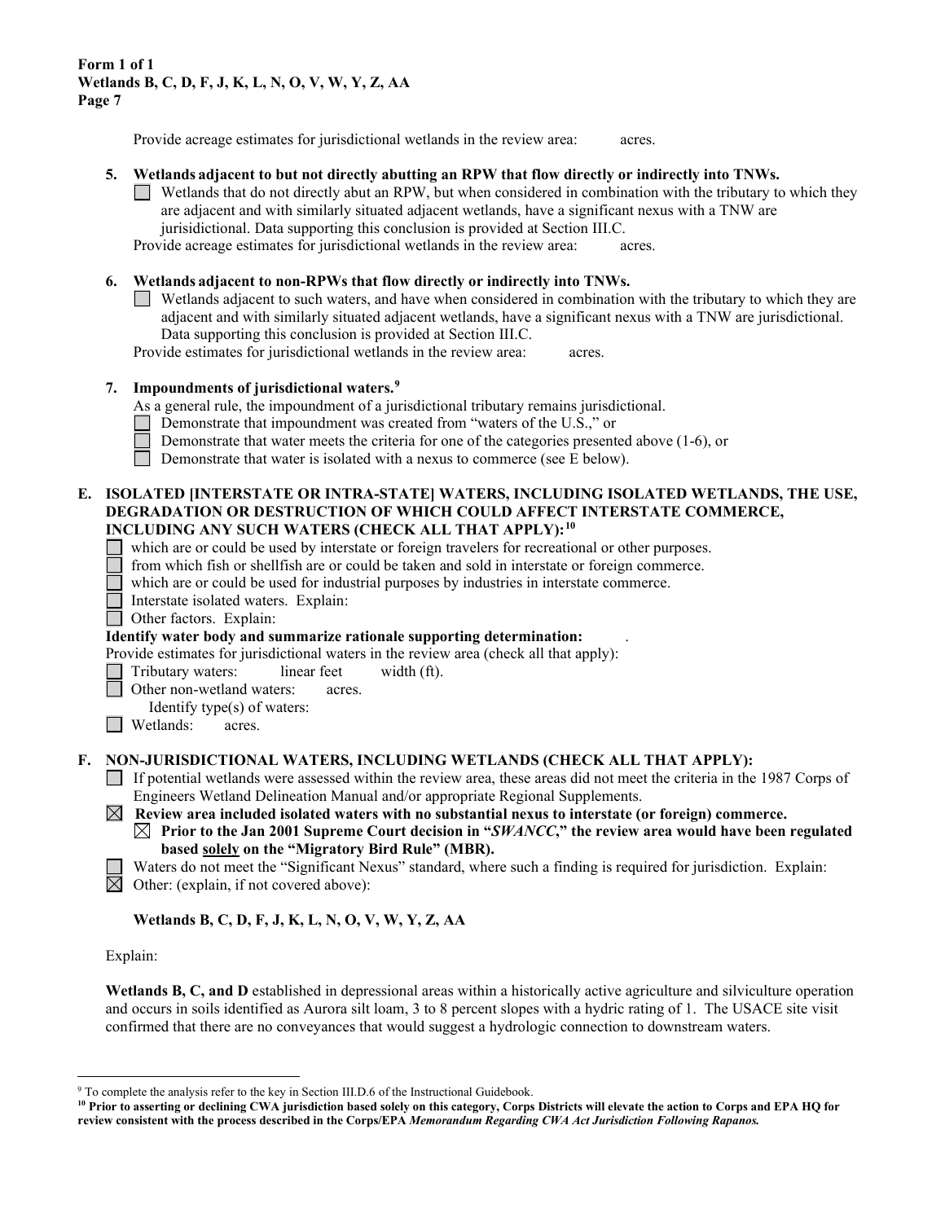Provide acreage estimates for jurisdictional wetlands in the review area: acres.

**5. Wetlands adjacent to but not directly abutting an RPW that flow directly or indirectly into TNWs.**

☐ Wetlands that do not directly abut an RPW, but when considered in combination with the tributary to which they are adjacent and with similarly situated adjacent wetlands, have a significant nexus with a TNW are jurisidictional. Data supporting this conclusion is provided at Section III.C.

Provide acreage estimates for jurisdictional wetlands in the review area: acres.

**6. Wetlands adjacent to non-RPWs that flow directly or indirectly into TNWs.**

☐ Wetlands adjacent to such waters, and have when considered in combination with the tributary to which they are adjacent and with similarly situated adjacent wetlands, have a significant nexus with a TNW are jurisdictional. Data supporting this conclusion is provided at Section III.C.

Provide estimates for jurisdictional wetlands in the review area: acres.

**7. Impoundments of jurisdictional waters.**[9]

As a general rule, the impoundment of a jurisdictional tributary remains jurisdictional.

☐ Demonstrate that impoundment was created from "waters of the U.S.," or

☐ Demonstrate that water meets the criteria for one of the categories presented above (1-6), or

☐ Demonstrate that water is isolated with a nexus to commerce (see E below).

## E. ISOLATED [INTERSTATE OR INTRA-STATE] WATERS, INCLUDING ISOLATED WETLANDS, THE USE, DEGRADATION OR DESTRUCTION OF WHICH COULD AFFECT INTERSTATE COMMERCE, INCLUDING ANY SUCH WATERS (CHECK ALL THAT APPLY):[10]

☐ which are or could be used by interstate or foreign travelers for recreational or other purposes.

☐ from which fish or shellfish are or could be taken and sold in interstate or foreign commerce.

☐ which are or could be used for industrial purposes by industries in interstate commerce.

☐ Interstate isolated waters. Explain:

☐ Other factors. Explain:

**Identify water body and summarize rationale supporting determination:** .

Provide estimates for jurisdictional waters in the review area (check all that apply):

☐ Tributary waters: linear feet width (ft).

☐ Other non-wetland waters: acres.

Identify type(s) of waters:

☐ Wetlands: acres.

## F. NON-JURISDICTIONAL WATERS, INCLUDING WETLANDS (CHECK ALL THAT APPLY):

☐ If potential wetlands were assessed within the review area, these areas did not meet the criteria in the 1987 Corps of Engineers Wetland Delineation Manual and/or appropriate Regional Supplements.

☒ **Review area included isolated waters with no substantial nexus to interstate (or foreign) commerce.**

☒ **Prior to the Jan 2001 Supreme Court decision in "*SWANCC*," the review area would have been regulated based solely on the "Migratory Bird Rule" (MBR).**

☐ Waters do not meet the "Significant Nexus" standard, where such a finding is required for jurisdiction. Explain:

☒ Other: (explain, if not covered above):

**Wetlands B, C, D, F, J, K, L, N, O, V, W, Y, Z, AA**

Explain:

**Wetlands B, C, and D** established in depressional areas within a historically active agriculture and silviculture operation and occurs in soils identified as Aurora silt loam, 3 to 8 percent slopes with a hydric rating of 1. The USACE site visit confirmed that there are no conveyances that would suggest a hydrologic connection to downstream waters.

---

[9] To complete the analysis refer to the key in Section III.D.6 of the Instructional Guidebook.

[10] **Prior to asserting or declining CWA jurisdiction based solely on this category, Corps Districts will elevate the action to Corps and EPA HQ for review consistent with the process described in the Corps/EPA *Memorandum Regarding CWA Act Jurisdiction Following Rapanos.***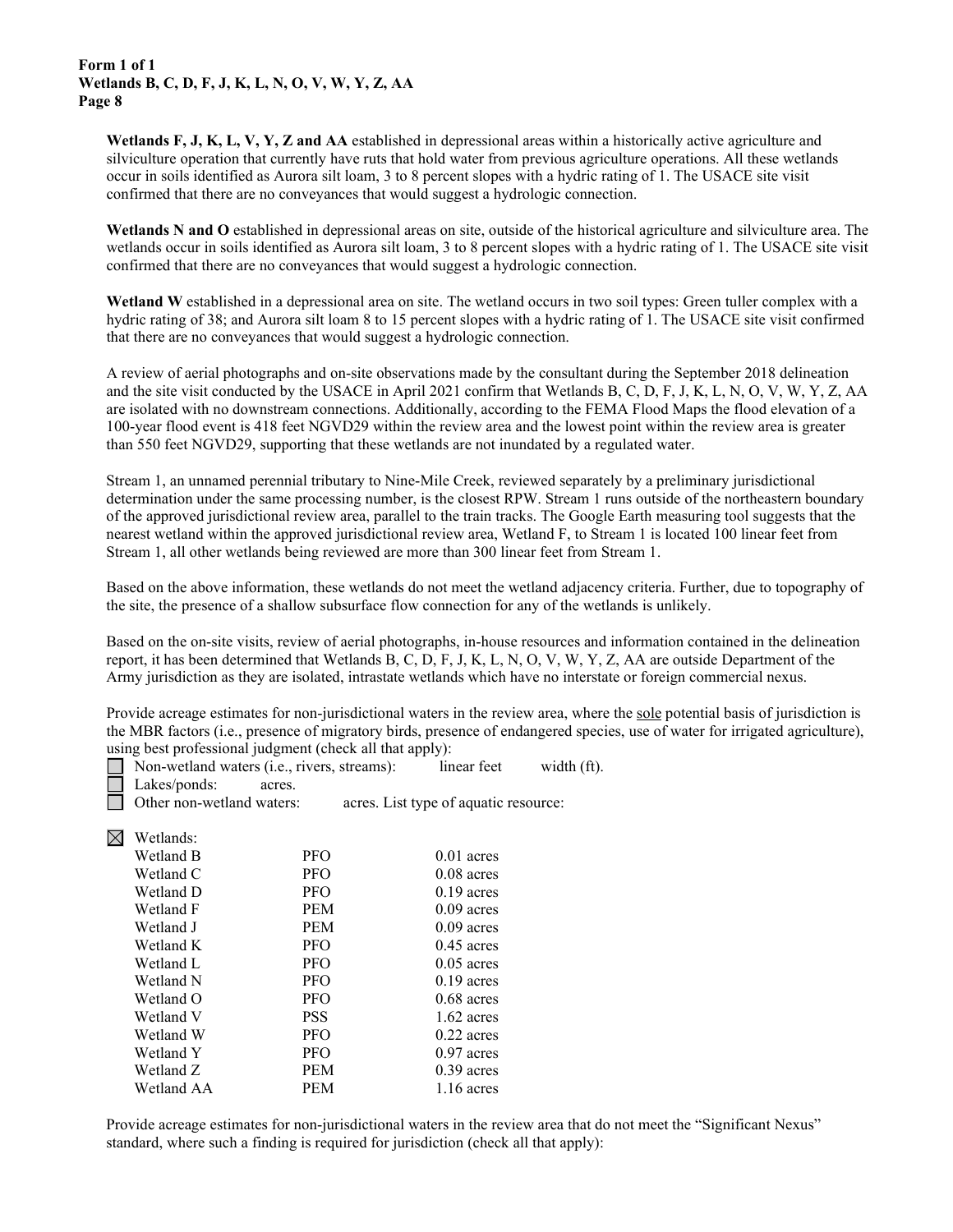**Wetlands F, J, K, L, V, Y, Z and AA** established in depressional areas within a historically active agriculture and silviculture operation that currently have ruts that hold water from previous agriculture operations. All these wetlands occur in soils identified as Aurora silt loam, 3 to 8 percent slopes with a hydric rating of 1. The USACE site visit confirmed that there are no conveyances that would suggest a hydrologic connection.

**Wetlands N and O** established in depressional areas on site, outside of the historical agriculture and silviculture area. The wetlands occur in soils identified as Aurora silt loam, 3 to 8 percent slopes with a hydric rating of 1. The USACE site visit confirmed that there are no conveyances that would suggest a hydrologic connection.

**Wetland W** established in a depressional area on site. The wetland occurs in two soil types: Green tuller complex with a hydric rating of 38; and Aurora silt loam 8 to 15 percent slopes with a hydric rating of 1. The USACE site visit confirmed that there are no conveyances that would suggest a hydrologic connection.

A review of aerial photographs and on-site observations made by the consultant during the September 2018 delineation and the site visit conducted by the USACE in April 2021 confirm that Wetlands B, C, D, F, J, K, L, N, O, V, W, Y, Z, AA are isolated with no downstream connections. Additionally, according to the FEMA Flood Maps the flood elevation of a 100-year flood event is 418 feet NGVD29 within the review area and the lowest point within the review area is greater than 550 feet NGVD29, supporting that these wetlands are not inundated by a regulated water.

Stream 1, an unnamed perennial tributary to Nine-Mile Creek, reviewed separately by a preliminary jurisdictional determination under the same processing number, is the closest RPW. Stream 1 runs outside of the northeastern boundary of the approved jurisdictional review area, parallel to the train tracks. The Google Earth measuring tool suggests that the nearest wetland within the approved jurisdictional review area, Wetland F, to Stream 1 is located 100 linear feet from Stream 1, all other wetlands being reviewed are more than 300 linear feet from Stream 1.

Based on the above information, these wetlands do not meet the wetland adjacency criteria. Further, due to topography of the site, the presence of a shallow subsurface flow connection for any of the wetlands is unlikely.

Based on the on-site visits, review of aerial photographs, in-house resources and information contained in the delineation report, it has been determined that Wetlands B, C, D, F, J, K, L, N, O, V, W, Y, Z, AA are outside Department of the Army jurisdiction as they are isolated, intrastate wetlands which have no interstate or foreign commercial nexus.

Provide acreage estimates for non-jurisdictional waters in the review area, where the <u>sole</u> potential basis of jurisdiction is the MBR factors (i.e., presence of migratory birds, presence of endangered species, use of water for irrigated agriculture), using best professional judgment (check all that apply):

- ☐ Non-wetland waters (i.e., rivers, streams): linear feet width (ft).
- ☐ Lakes/ponds: acres.
- ☐ Other non-wetland waters: acres. List type of aquatic resource:

☒ Wetlands:

| Wetland | Type | Acres |
|---|---|---|
| Wetland B | PFO | 0.01 acres |
| Wetland C | PFO | 0.08 acres |
| Wetland D | PFO | 0.19 acres |
| Wetland F | PEM | 0.09 acres |
| Wetland J | PEM | 0.09 acres |
| Wetland K | PFO | 0.45 acres |
| Wetland L | PFO | 0.05 acres |
| Wetland N | PFO | 0.19 acres |
| Wetland O | PFO | 0.68 acres |
| Wetland V | PSS | 1.62 acres |
| Wetland W | PFO | 0.22 acres |
| Wetland Y | PFO | 0.97 acres |
| Wetland Z | PEM | 0.39 acres |
| Wetland AA | PEM | 1.16 acres |

Provide acreage estimates for non-jurisdictional waters in the review area that do not meet the "Significant Nexus" standard, where such a finding is required for jurisdiction (check all that apply):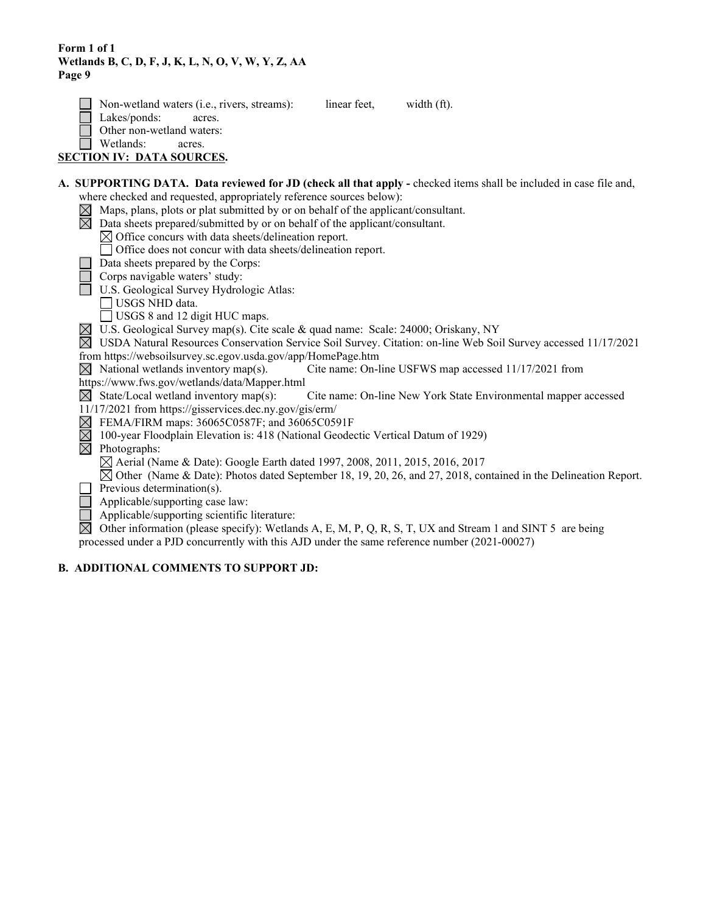**Form 1 of 1**
**Wetlands B, C, D, F, J, K, L, N, O, V, W, Y, Z, AA**
**Page 9**

☐ Non-wetland waters (i.e., rivers, streams): linear feet, width (ft).
☐ Lakes/ponds: acres.
☐ Other non-wetland waters:
☐ Wetlands: acres.

**SECTION IV: DATA SOURCES.**

**A. SUPPORTING DATA. Data reviewed for JD (check all that apply -** checked items shall be included in case file and, where checked and requested, appropriately reference sources below):

☒ Maps, plans, plots or plat submitted by or on behalf of the applicant/consultant.
☒ Data sheets prepared/submitted by or on behalf of the applicant/consultant.
  ☒ Office concurs with data sheets/delineation report.
  ☐ Office does not concur with data sheets/delineation report.
☐ Data sheets prepared by the Corps:
☐ Corps navigable waters' study:
☐ U.S. Geological Survey Hydrologic Atlas:
  ☐ USGS NHD data.
  ☐ USGS 8 and 12 digit HUC maps.
☒ U.S. Geological Survey map(s). Cite scale & quad name: Scale: 24000; Oriskany, NY
☒ USDA Natural Resources Conservation Service Soil Survey. Citation: on-line Web Soil Survey accessed 11/17/2021 from https://websoilsurvey.sc.egov.usda.gov/app/HomePage.htm
☒ National wetlands inventory map(s). Cite name: On-line USFWS map accessed 11/17/2021 from https://www.fws.gov/wetlands/data/Mapper.html
☒ State/Local wetland inventory map(s): Cite name: On-line New York State Environmental mapper accessed 11/17/2021 from https://gisservices.dec.ny.gov/gis/erm/
☒ FEMA/FIRM maps: 36065C0587F; and 36065C0591F
☒ 100-year Floodplain Elevation is: 418 (National Geodectic Vertical Datum of 1929)
☒ Photographs:
  ☒ Aerial (Name & Date): Google Earth dated 1997, 2008, 2011, 2015, 2016, 2017
  ☒ Other (Name & Date): Photos dated September 18, 19, 20, 26, and 27, 2018, contained in the Delineation Report.
☐ Previous determination(s).
☐ Applicable/supporting case law:
☐ Applicable/supporting scientific literature:
☒ Other information (please specify): Wetlands A, E, M, P, Q, R, S, T, UX and Stream 1 and SINT 5 are being processed under a PJD concurrently with this AJD under the same reference number (2021-00027)

**B. ADDITIONAL COMMENTS TO SUPPORT JD:**